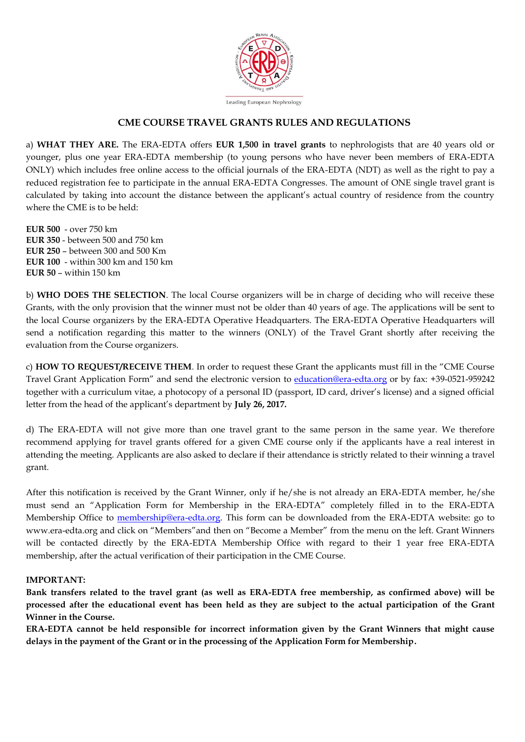Leading European Nephrology

## CME COURSE TRAVEL GRANTS RULES AND REGULATIONS

a) **WHAT THEY ARE.** The ERA-EDTA offers **EUR 1,500 in travel grants** to nephrologists that are 40 years old or younger, plus one year ERA-EDTA membership (to young persons who have never been members of ERA-EDTA ONLY) which includes free online access to the official journals of the ERA-EDTA (NDT) as well as the right to pay a reduced registration fee to participate in the annual ERA-EDTA Congresses. The amount of ONE single travel grant is calculated by taking into account the distance between the applicant's actual country of residence from the country where the CME is to be held:

**EUR 500** - over 750 km
**EUR 350** - between 500 and 750 km
**EUR 250** – between 300 and 500 Km
**EUR 100** - within 300 km and 150 km
**EUR 50** – within 150 km

b) **WHO DOES THE SELECTION**. The local Course organizers will be in charge of deciding who will receive these Grants, with the only provision that the winner must not be older than 40 years of age. The applications will be sent to the local Course organizers by the ERA-EDTA Operative Headquarters. The ERA-EDTA Operative Headquarters will send a notification regarding this matter to the winners (ONLY) of the Travel Grant shortly after receiving the evaluation from the Course organizers.

c) **HOW TO REQUEST/RECEIVE THEM**. In order to request these Grant the applicants must fill in the "CME Course Travel Grant Application Form" and send the electronic version to education@era-edta.org or by fax: +39-0521-959242 together with a curriculum vitae, a photocopy of a personal ID (passport, ID card, driver's license) and a signed official letter from the head of the applicant's department by **July 26, 2017.**

d) The ERA-EDTA will not give more than one travel grant to the same person in the same year. We therefore recommend applying for travel grants offered for a given CME course only if the applicants have a real interest in attending the meeting. Applicants are also asked to declare if their attendance is strictly related to their winning a travel grant.

After this notification is received by the Grant Winner, only if he/she is not already an ERA-EDTA member, he/she must send an "Application Form for Membership in the ERA-EDTA" completely filled in to the ERA-EDTA Membership Office to membership@era-edta.org. This form can be downloaded from the ERA-EDTA website: go to www.era-edta.org and click on "Members"and then on "Become a Member" from the menu on the left. Grant Winners will be contacted directly by the ERA-EDTA Membership Office with regard to their 1 year free ERA-EDTA membership, after the actual verification of their participation in the CME Course.

**IMPORTANT:**

**Bank transfers related to the travel grant (as well as ERA-EDTA free membership, as confirmed above) will be processed after the educational event has been held as they are subject to the actual participation of the Grant Winner in the Course.**

**ERA-EDTA cannot be held responsible for incorrect information given by the Grant Winners that might cause delays in the payment of the Grant or in the processing of the Application Form for Membership.**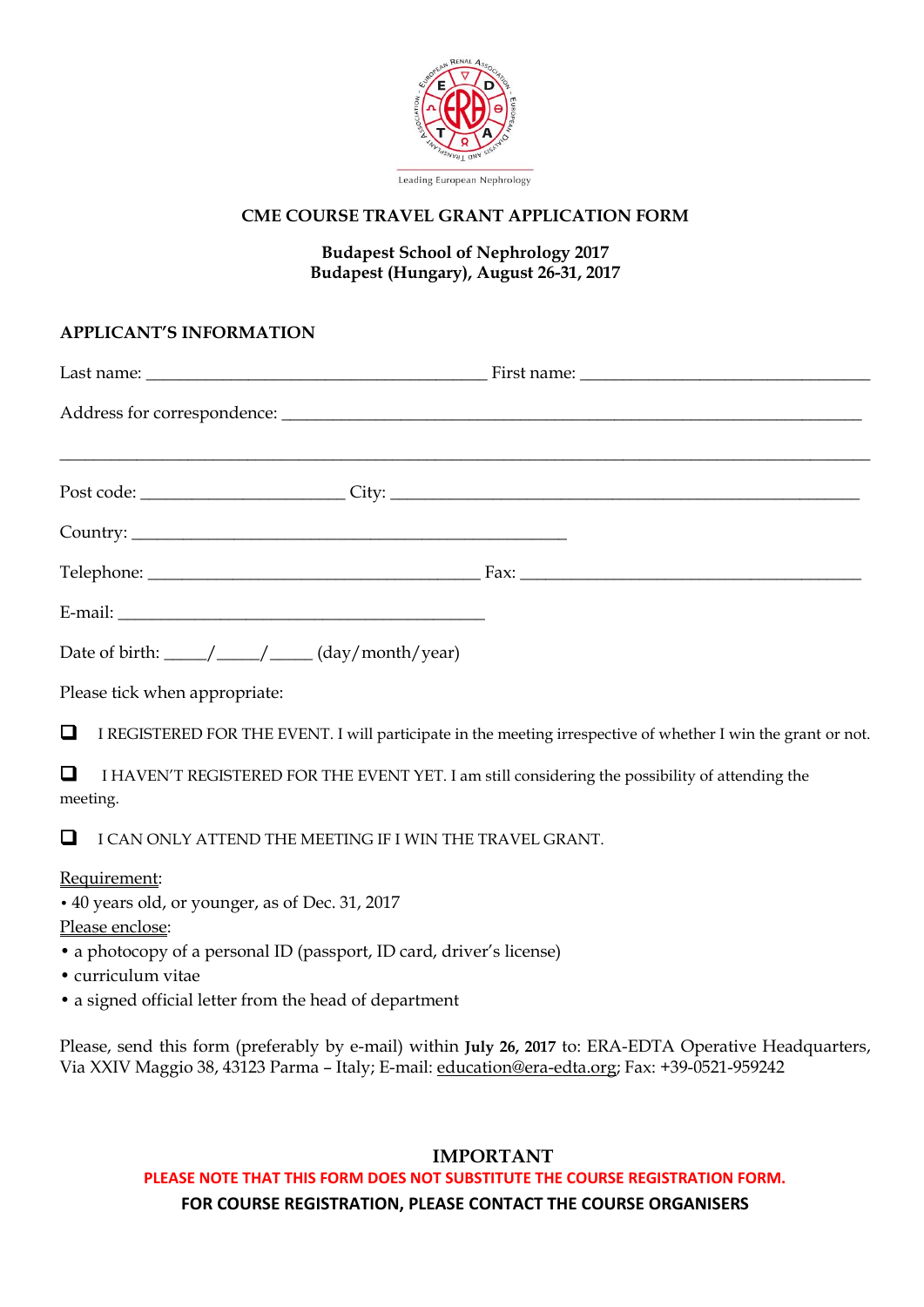Leading European Nephrology

# CME COURSE TRAVEL GRANT APPLICATION FORM

**Budapest School of Nephrology 2017**
**Budapest (Hungary), August 26-31, 2017**

## APPLICANT'S INFORMATION

Last name: ________________________________________ First name: __________________________________

Address for correspondence: ____________________________________________________________________

______________________________________________________________________________________________

Post code: ________________________ City: _______________________________________________________

Country: ___________________________________________________

Telephone: _______________________________________ Fax: ________________________________________

E-mail: ___________________________________________

Date of birth: _____/_____/_____ (day/month/year)

Please tick when appropriate:

❑ I REGISTERED FOR THE EVENT. I will participate in the meeting irrespective of whether I win the grant or not.

❑ I HAVEN'T REGISTERED FOR THE EVENT YET. I am still considering the possibility of attending the meeting.

❑ I CAN ONLY ATTEND THE MEETING IF I WIN THE TRAVEL GRANT.

Requirement:
- 40 years old, or younger, as of Dec. 31, 2017

Please enclose:
- a photocopy of a personal ID (passport, ID card, driver's license)
- curriculum vitae
- a signed official letter from the head of department

Please, send this form (preferably by e-mail) within **July 26, 2017** to: ERA-EDTA Operative Headquarters, Via XXIV Maggio 38, 43123 Parma – Italy; E-mail: education@era-edta.org; Fax: +39-0521-959242

## IMPORTANT

**PLEASE NOTE THAT THIS FORM DOES NOT SUBSTITUTE THE COURSE REGISTRATION FORM.**

**FOR COURSE REGISTRATION, PLEASE CONTACT THE COURSE ORGANISERS**